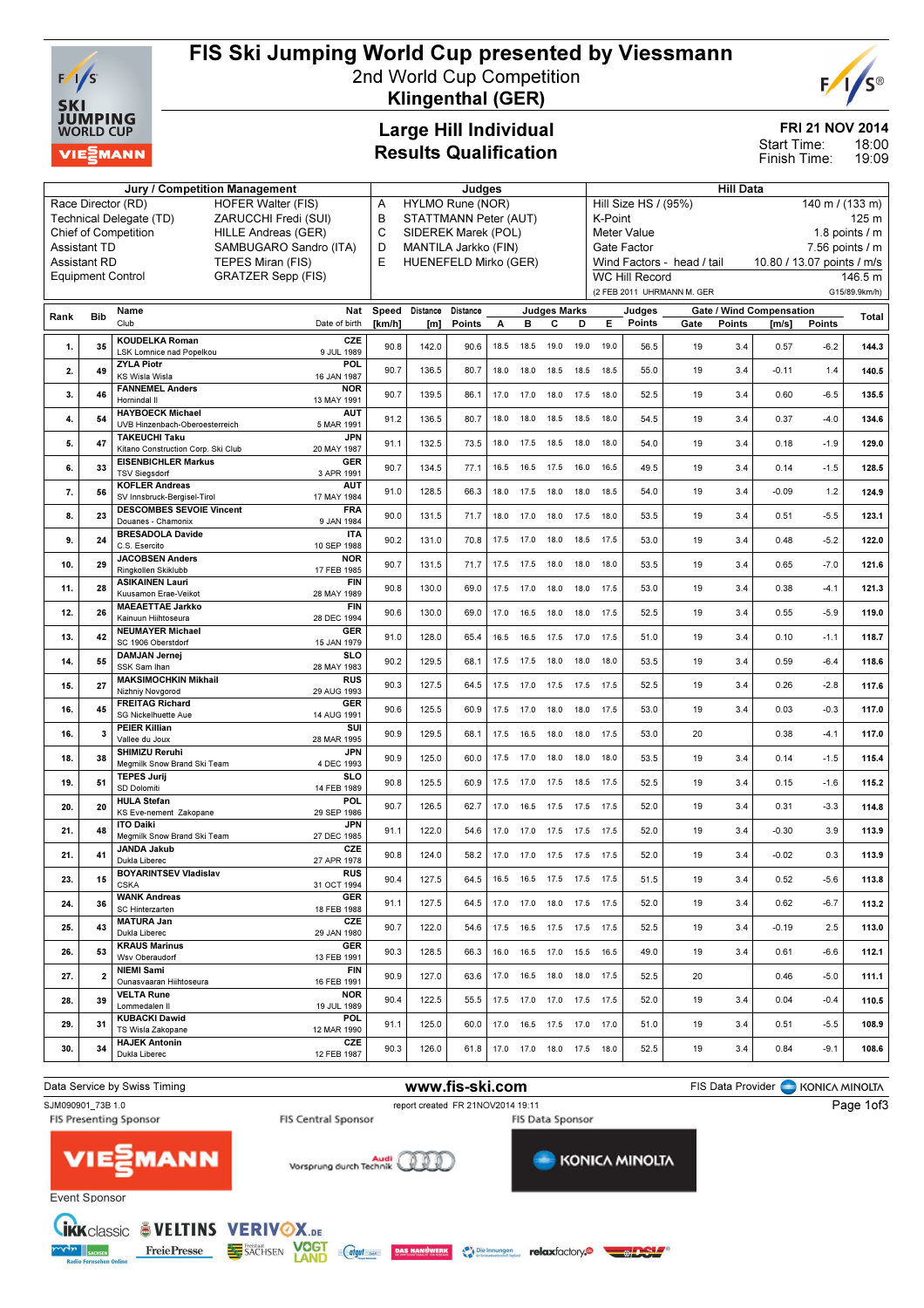# FIS Ski Jumping World Cup presented by Viessmann

## 2nd World Cup Competition

## Klingenthal (GER)

### Large Hill Individual
### Results Qualification

FRI 21 NOV 2014
Start Time: 18:00
Finish Time: 19:09

| Jury / Competition Management | | Judges | | Hill Data | |
|---|---|---|---|---|---|
| Race Director (RD) | HOFER Walter (FIS) | A | HYLMO Rune (NOR) | Hill Size HS / (95%) | 140 m / (133 m) |
| Technical Delegate (TD) | ZARUCCHI Fredi (SUI) | B | STATTMANN Peter (AUT) | K-Point | 125 m |
| Chief of Competition | HILLE Andreas (GER) | C | SIDEREK Marek (POL) | Meter Value | 1.8 points / m |
| Assistant TD | SAMBUGARO Sandro (ITA) | D | MANTILA Jarkko (FIN) | Gate Factor | 7.56 points / m |
| Assistant RD | TEPES Miran (FIS) | E | HUENEFELD Mirko (GER) | Wind Factors - head / tail | 10.80 / 13.07 points / m/s |
| Equipment Control | GRATZER Sepp (FIS) | | | WC Hill Record | 146.5 m |
| | | | | (2 FEB 2011 UHRMANN M. GER | G15/89.9km/h) |

| Rank | Bib | Name / Club | Nat / Date of birth | Speed [km/h] | Distance [m] | Distance Points | A | B | C | D | E | Judges Points | Gate | Gate Points | Wind [m/s] | Wind Points | Total |
|---|---|---|---|---|---|---|---|---|---|---|---|---|---|---|---|---|---|
| 1. | 35 | KOUDELKA Roman / LSK Lomnice nad Popelkou | CZE / 9 JUL 1989 | 90.8 | 142.0 | 90.6 | 18.5 | 18.5 | 19.0 | 19.0 | 19.0 | 56.5 | 19 | 3.4 | 0.57 | -6.2 | 144.3 |
| 2. | 49 | ZYLA Piotr / KS Wisla Wisla | POL / 16 JAN 1987 | 90.7 | 136.5 | 80.7 | 18.0 | 18.0 | 18.5 | 18.5 | 18.5 | 55.0 | 19 | 3.4 | -0.11 | 1.4 | 140.5 |
| 3. | 46 | FANNEMEL Anders / Hornindal Il | NOR / 13 MAY 1991 | 90.7 | 139.5 | 86.1 | 17.0 | 17.0 | 18.0 | 17.5 | 18.0 | 52.5 | 19 | 3.4 | 0.60 | -6.5 | 135.5 |
| 4. | 54 | HAYBOECK Michael / UVB Hinzenbach-Oberoesterreich | AUT / 5 MAR 1991 | 91.2 | 136.5 | 80.7 | 18.0 | 18.0 | 18.5 | 18.5 | 18.0 | 54.5 | 19 | 3.4 | 0.37 | -4.0 | 134.6 |
| 5. | 47 | TAKEUCHI Taku / Kitano Construction Corp. Ski Club | JPN / 20 MAY 1987 | 91.1 | 132.5 | 73.5 | 18.0 | 17.5 | 18.5 | 18.0 | 18.0 | 54.0 | 19 | 3.4 | 0.18 | -1.9 | 129.0 |
| 6. | 33 | EISENBICHLER Markus / TSV Siegsdorf | GER / 3 APR 1991 | 90.7 | 134.5 | 77.1 | 16.5 | 16.5 | 17.5 | 16.0 | 16.5 | 49.5 | 19 | 3.4 | 0.14 | -1.5 | 128.5 |
| 7. | 56 | KOFLER Andreas / SV Innsbruck-Bergisel-Tirol | AUT / 17 MAY 1984 | 91.0 | 128.5 | 66.3 | 18.0 | 17.5 | 18.0 | 18.0 | 18.5 | 54.0 | 19 | 3.4 | -0.09 | 1.2 | 124.9 |
| 8. | 23 | DESCOMBES SEVOIE Vincent / Douanes - Chamonix | FRA / 9 JAN 1984 | 90.0 | 131.5 | 71.7 | 18.0 | 17.0 | 18.0 | 17.5 | 18.0 | 53.5 | 19 | 3.4 | 0.51 | -5.5 | 123.1 |
| 9. | 24 | BRESADOLA Davide / C.S. Esercito | ITA / 10 SEP 1988 | 90.2 | 131.0 | 70.8 | 17.5 | 17.0 | 18.0 | 18.5 | 17.5 | 53.0 | 19 | 3.4 | 0.48 | -5.2 | 122.0 |
| 10. | 29 | JACOBSEN Anders / Ringkollen Skiklubb | NOR / 17 FEB 1985 | 90.7 | 131.5 | 71.7 | 17.5 | 17.5 | 18.0 | 18.0 | 18.0 | 53.5 | 19 | 3.4 | 0.65 | -7.0 | 121.6 |
| 11. | 28 | ASIKAINEN Lauri / Kuusamon Erae-Veikot | FIN / 28 MAY 1989 | 90.8 | 130.0 | 69.0 | 17.5 | 17.0 | 18.0 | 18.0 | 17.5 | 53.0 | 19 | 3.4 | 0.38 | -4.1 | 121.3 |
| 12. | 26 | MAEAETTAE Jarkko / Kainuun Hiihtoseura | FIN / 28 DEC 1994 | 90.6 | 130.0 | 69.0 | 17.0 | 16.5 | 18.0 | 18.0 | 17.5 | 52.5 | 19 | 3.4 | 0.55 | -5.9 | 119.0 |
| 13. | 42 | NEUMAYER Michael / SC 1906 Oberstdorf | GER / 15 JAN 1979 | 91.0 | 128.0 | 65.4 | 16.5 | 16.5 | 17.5 | 17.0 | 17.5 | 51.0 | 19 | 3.4 | 0.10 | -1.1 | 118.7 |
| 14. | 55 | DAMJAN Jernej / SSK Sam Ihan | SLO / 28 MAY 1983 | 90.2 | 129.5 | 68.1 | 17.5 | 17.5 | 18.0 | 18.0 | 18.0 | 53.5 | 19 | 3.4 | 0.59 | -6.4 | 118.6 |
| 15. | 27 | MAKSIMOCHKIN Mikhail / Nizhniy Novgorod | RUS / 29 AUG 1993 | 90.3 | 127.5 | 64.5 | 17.5 | 17.0 | 17.5 | 17.5 | 17.5 | 52.5 | 19 | 3.4 | 0.26 | -2.8 | 117.6 |
| 16. | 45 | FREITAG Richard / SG Nickelhuette Aue | GER / 14 AUG 1991 | 90.6 | 125.5 | 60.9 | 17.5 | 17.0 | 18.0 | 18.0 | 17.5 | 53.0 | 19 | 3.4 | 0.03 | -0.3 | 117.0 |
| 16. | 3 | PEIER Killian / Vallee du Joux | SUI / 28 MAR 1995 | 90.9 | 129.5 | 68.1 | 17.5 | 16.5 | 18.0 | 18.0 | 17.5 | 53.0 | 20 | | 0.38 | -4.1 | 117.0 |
| 18. | 38 | SHIMIZU Reruhi / Megmilk Snow Brand Ski Team | JPN / 4 DEC 1993 | 90.9 | 125.0 | 60.0 | 17.5 | 17.0 | 18.0 | 18.0 | 18.0 | 53.5 | 19 | 3.4 | 0.14 | -1.5 | 115.4 |
| 19. | 51 | TEPES Jurij / SD Dolomiti | SLO / 14 FEB 1989 | 90.8 | 125.5 | 60.9 | 17.5 | 17.0 | 17.5 | 18.5 | 17.5 | 52.5 | 19 | 3.4 | 0.15 | -1.6 | 115.2 |
| 20. | 20 | HULA Stefan / KS Eve-nement Zakopane | POL / 29 SEP 1986 | 90.7 | 126.5 | 62.7 | 17.0 | 16.5 | 17.5 | 17.5 | 17.5 | 52.0 | 19 | 3.4 | 0.31 | -3.3 | 114.8 |
| 21. | 48 | ITO Daiki / Megmilk Snow Brand Ski Team | JPN / 27 DEC 1985 | 91.1 | 122.0 | 54.6 | 17.0 | 17.0 | 17.5 | 17.5 | 17.5 | 52.0 | 19 | 3.4 | -0.30 | 3.9 | 113.9 |
| 21. | 41 | JANDA Jakub / Dukla Liberec | CZE / 27 APR 1978 | 90.8 | 124.0 | 58.2 | 17.0 | 17.0 | 17.5 | 17.5 | 17.5 | 52.0 | 19 | 3.4 | -0.02 | 0.3 | 113.9 |
| 23. | 15 | BOYARINTSEV Vladislav / CSKA | RUS / 31 OCT 1994 | 90.4 | 127.5 | 64.5 | 16.5 | 16.5 | 17.5 | 17.5 | 17.5 | 51.5 | 19 | 3.4 | 0.52 | -5.6 | 113.8 |
| 24. | 36 | WANK Andreas / SC Hinterzarten | GER / 18 FEB 1988 | 91.1 | 127.5 | 64.5 | 17.0 | 17.0 | 18.0 | 17.5 | 17.5 | 52.0 | 19 | 3.4 | 0.62 | -6.7 | 113.2 |
| 25. | 43 | MATURA Jan / Dukla Liberec | CZE / 29 JAN 1980 | 90.7 | 122.0 | 54.6 | 17.5 | 17.5 | 17.5 | 17.5 | 17.5 | 52.5 | 19 | 3.4 | -0.19 | 2.5 | 113.0 |
| 26. | 53 | KRAUS Marinus / Wsv Oberaudorf | GER / 13 FEB 1991 | 90.3 | 128.5 | 66.3 | 16.0 | 16.5 | 17.0 | 15.5 | 16.5 | 49.0 | 19 | 3.4 | 0.61 | -6.6 | 112.1 |
| 27. | 2 | NIEMI Sami / Ounasvaaran Hiihtoseura | FIN / 16 FEB 1991 | 90.9 | 127.0 | 63.6 | 17.0 | 16.5 | 18.0 | 18.0 | 17.5 | 52.5 | 20 | | 0.46 | -5.0 | 111.1 |
| 28. | 39 | VELTA Rune / Lommedalen Il | NOR / 19 JUL 1989 | 90.4 | 122.5 | 55.5 | 17.5 | 17.0 | 17.0 | 17.5 | 17.5 | 52.0 | 19 | 3.4 | 0.04 | -0.4 | 110.5 |
| 29. | 31 | KUBACKI Dawid / TS Wisla Zakopane | POL / 12 MAR 1990 | 91.1 | 125.0 | 60.0 | 17.0 | 16.5 | 17.5 | 17.0 | 17.0 | 51.0 | 19 | 3.4 | 0.51 | -5.5 | 108.9 |
| 30. | 34 | HAJEK Antonin / Dukla Liberec | CZE / 12 FEB 1987 | 90.3 | 126.0 | 61.8 | 17.0 | 17.0 | 18.0 | 17.5 | 18.0 | 52.5 | 19 | 3.4 | 0.84 | -9.1 | 108.6 |

Data Service by Swiss Timing — www.fis-ski.com — FIS Data Provider KONICA MINOLTA

SJM090901_73B 1.0 — report created FR 21NOV2014 19:11

FIS Presenting Sponsor: VIESSMANN — FIS Central Sponsor: Audi Vorsprung durch Technik — FIS Data Sponsor: KONICA MINOLTA

Event Sponsor: IKK classic, VELTINS, VERIVOX.DE, mdr Sachsen, Freie Presse, Freistaat Sachsen, Vogtland, Die Innungen, relaxfactory, DSV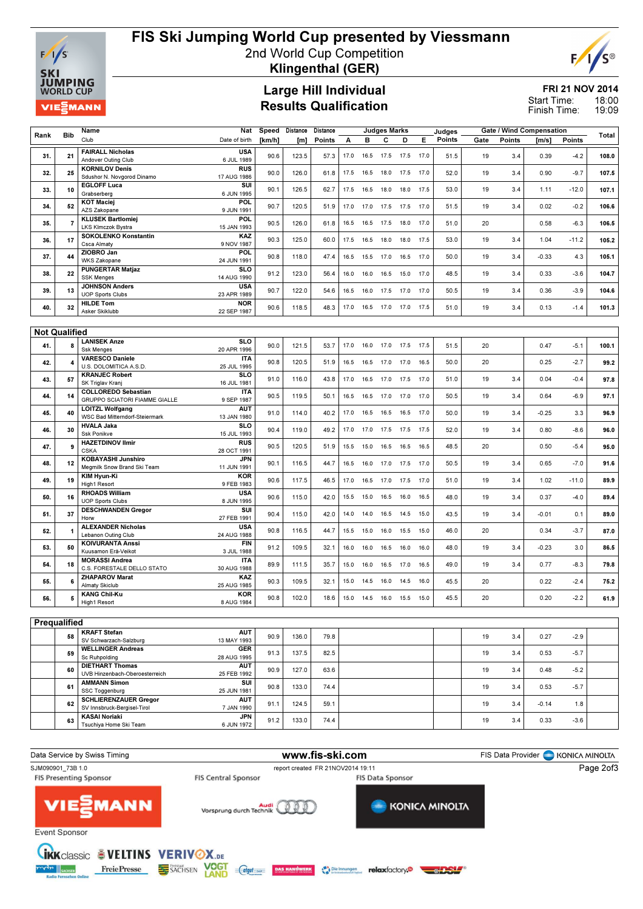# FIS Ski Jumping World Cup presented by Viessmann

2nd World Cup Competition

**Klingenthal (GER)**

## Large Hill Individual
## Results Qualification

**FRI 21 NOV 2014**

Start Time: 18:00
Finish Time: 19:09

| Rank | Bib | Name / Club | Nat / Date of birth | Speed [km/h] | Distance [m] | Distance Points | A | B | C | D | E | Judges Points | Gate | Gate Points | Wind [m/s] | Wind Points | Total |
|---|---|---|---|---|---|---|---|---|---|---|---|---|---|---|---|---|---|
| 31. | 21 | FAIRALL Nicholas / Andover Outing Club | USA / 6 JUL 1989 | 90.6 | 123.5 | 57.3 | 17.0 | 16.5 | 17.5 | 17.5 | 17.0 | 51.5 | 19 | 3.4 | 0.39 | -4.2 | 108.0 |
| 32. | 25 | KORNILOV Denis / Sdushor N. Novgorod Dinamo | RUS / 17 AUG 1986 | 90.0 | 126.0 | 61.8 | 17.5 | 16.5 | 18.0 | 17.5 | 17.0 | 52.0 | 19 | 3.4 | 0.90 | -9.7 | 107.5 |
| 33. | 10 | EGLOFF Luca / Grabserberg | SUI / 6 JUN 1995 | 90.1 | 126.5 | 62.7 | 17.5 | 16.5 | 18.0 | 18.0 | 17.5 | 53.0 | 19 | 3.4 | 1.11 | -12.0 | 107.1 |
| 34. | 52 | KOT Maciej / AZS Zakopane | POL / 9 JUN 1991 | 90.7 | 120.5 | 51.9 | 17.0 | 17.0 | 17.5 | 17.5 | 17.0 | 51.5 | 19 | 3.4 | 0.02 | -0.2 | 106.6 |
| 35. | 7 | KLUSEK Bartlomiej / LKS Klmczok Bystra | POL / 15 JAN 1993 | 90.5 | 126.0 | 61.8 | 16.5 | 16.5 | 17.5 | 18.0 | 17.0 | 51.0 | 20 | | 0.58 | -6.3 | 106.5 |
| 36. | 17 | SOKOLENKO Konstantin / Csca Almaty | KAZ / 9 NOV 1987 | 90.3 | 125.0 | 60.0 | 17.5 | 16.5 | 18.0 | 18.0 | 17.5 | 53.0 | 19 | 3.4 | 1.04 | -11.2 | 105.2 |
| 37. | 44 | ZIOBRO Jan / WKS Zakopane | POL / 24 JUN 1991 | 90.8 | 118.0 | 47.4 | 16.5 | 15.5 | 17.0 | 16.5 | 17.0 | 50.0 | 19 | 3.4 | -0.33 | 4.3 | 105.1 |
| 38. | 22 | PUNGERTAR Matjaz / SSK Menges | SLO / 14 AUG 1990 | 91.2 | 123.0 | 56.4 | 16.0 | 16.0 | 16.5 | 15.0 | 16.0 | 48.5 | 19 | 3.4 | 0.33 | -3.6 | 104.7 |
| 39. | 13 | JOHNSON Anders / UOP Sports Clubs | USA / 23 APR 1989 | 90.7 | 122.0 | 54.6 | 16.5 | 16.0 | 17.5 | 17.0 | 17.0 | 50.5 | 19 | 3.4 | 0.36 | -3.9 | 104.6 |
| 40. | 32 | HILDE Tom / Asker Skiklubb | NOR / 22 SEP 1987 | 90.6 | 118.5 | 48.3 | 17.0 | 16.5 | 17.0 | 17.0 | 17.5 | 51.0 | 19 | 3.4 | 0.13 | -1.4 | 101.3 |
| **Not Qualified** | | | | | | | | | | | | | | | | | |
| 41. | 8 | LANISEK Anze / Ssk Menges | SLO / 20 APR 1996 | 90.0 | 121.5 | 53.7 | 17.0 | 16.0 | 17.0 | 17.5 | 17.5 | 51.5 | 20 | | 0.47 | -5.1 | 100.1 |
| 42. | 4 | VARESCO Daniele / U.S. DOLOMITICA A.S.D. | ITA / 25 JUL 1995 | 90.8 | 120.5 | 51.9 | 16.5 | 16.5 | 17.0 | 17.0 | 16.5 | 50.0 | 20 | | 0.25 | -2.7 | 99.2 |
| 43. | 57 | KRANJEC Robert / SK Triglav Kranj | SLO / 16 JUL 1981 | 91.0 | 116.0 | 43.8 | 17.0 | 16.5 | 17.0 | 17.5 | 17.0 | 51.0 | 19 | 3.4 | 0.04 | -0.4 | 97.8 |
| 44. | 14 | COLLOREDO Sebastian / GRUPPO SCIATORI FIAMME GIALLE | ITA / 9 SEP 1987 | 90.5 | 119.5 | 50.1 | 16.5 | 16.5 | 17.0 | 17.0 | 17.0 | 50.5 | 19 | 3.4 | 0.64 | -6.9 | 97.1 |
| 45. | 40 | LOITZL Wolfgang / WSC Bad Mitterndorf-Steiermark | AUT / 13 JAN 1980 | 91.0 | 114.0 | 40.2 | 17.0 | 16.5 | 16.5 | 16.5 | 17.0 | 50.0 | 19 | 3.4 | -0.25 | 3.3 | 96.9 |
| 46. | 30 | HVALA Jaka / Ssk Ponikve | SLO / 15 JUL 1993 | 90.4 | 119.0 | 49.2 | 17.0 | 17.0 | 17.5 | 17.5 | 17.5 | 52.0 | 19 | 3.4 | 0.80 | -8.6 | 96.0 |
| 47. | 9 | HAZETDINOV Ilmir / CSKA | RUS / 28 OCT 1991 | 90.5 | 120.5 | 51.9 | 15.5 | 15.0 | 16.5 | 16.5 | 16.5 | 48.5 | 20 | | 0.50 | -5.4 | 95.0 |
| 48. | 12 | KOBAYASHI Junshiro / Megmilk Snow Brand Ski Team | JPN / 11 JUN 1991 | 90.1 | 116.5 | 44.7 | 16.5 | 16.0 | 17.0 | 17.5 | 17.0 | 50.5 | 19 | 3.4 | 0.65 | -7.0 | 91.6 |
| 49. | 19 | KIM Hyun-Ki / High1 Resort | KOR / 9 FEB 1983 | 90.6 | 117.5 | 46.5 | 17.0 | 16.5 | 17.0 | 17.5 | 17.0 | 51.0 | 19 | 3.4 | 1.02 | -11.0 | 89.9 |
| 50. | 16 | RHOADS William / UOP Sports Clubs | USA / 8 JUN 1995 | 90.6 | 115.0 | 42.0 | 15.5 | 15.0 | 16.5 | 16.0 | 16.5 | 48.0 | 19 | 3.4 | 0.37 | -4.0 | 89.4 |
| 51. | 37 | DESCHWANDEN Gregor / Horw | SUI / 27 FEB 1991 | 90.4 | 115.0 | 42.0 | 14.0 | 14.0 | 16.5 | 14.5 | 15.0 | 43.5 | 19 | 3.4 | -0.01 | 0.1 | 89.0 |
| 52. | 1 | ALEXANDER Nicholas / Lebanon Outing Club | USA / 24 AUG 1988 | 90.8 | 116.5 | 44.7 | 15.5 | 15.0 | 16.0 | 15.5 | 15.0 | 46.0 | 20 | | 0.34 | -3.7 | 87.0 |
| 53. | 50 | KOIVURANTA Anssi / Kuusamon Erä-Veikot | FIN / 3 JUL 1988 | 91.2 | 109.5 | 32.1 | 16.0 | 16.0 | 16.5 | 16.0 | 16.0 | 48.0 | 19 | 3.4 | -0.23 | 3.0 | 86.5 |
| 54. | 18 | MORASSI Andrea / C.S. FORESTALE DELLO STATO | ITA / 30 AUG 1988 | 89.9 | 111.5 | 35.7 | 15.0 | 16.0 | 16.5 | 17.0 | 16.5 | 49.0 | 19 | 3.4 | 0.77 | -8.3 | 79.8 |
| 55. | 6 | ZHAPAROV Marat / Almaty Skiclub | KAZ / 25 AUG 1985 | 90.3 | 109.5 | 32.1 | 15.0 | 14.5 | 16.0 | 14.5 | 16.0 | 45.5 | 20 | | 0.22 | -2.4 | 75.2 |
| 56. | 5 | KANG Chil-Ku / High1 Resort | KOR / 8 AUG 1984 | 90.8 | 102.0 | 18.6 | 15.0 | 14.5 | 16.0 | 15.5 | 15.0 | 45.5 | 20 | | 0.20 | -2.2 | 61.9 |
| **Prequalified** | | | | | | | | | | | | | | | | | |
| | 58 | KRAFT Stefan / SV Schwarzach-Salzburg | AUT / 13 MAY 1993 | 90.9 | 136.0 | 79.8 | | | | | | | 19 | 3.4 | 0.27 | -2.9 | |
| | 59 | WELLINGER Andreas / Sc Ruhpolding | GER / 28 AUG 1995 | 91.3 | 137.5 | 82.5 | | | | | | | 19 | 3.4 | 0.53 | -5.7 | |
| | 60 | DIETHART Thomas / UVB Hinzenbach-Oberoesterreich | AUT / 25 FEB 1992 | 90.9 | 127.0 | 63.6 | | | | | | | 19 | 3.4 | 0.48 | -5.2 | |
| | 61 | AMMANN Simon / SSC Toggenburg | SUI / 25 JUN 1981 | 90.8 | 133.0 | 74.4 | | | | | | | 19 | 3.4 | 0.53 | -5.7 | |
| | 62 | SCHLIERENZAUER Gregor / SV Innsbruck-Bergisel-Tirol | AUT / 7 JAN 1990 | 91.1 | 124.5 | 59.1 | | | | | | | 19 | 3.4 | -0.14 | 1.8 | |
| | 63 | KASAI Noriaki / Tsuchiya Home Ski Team | JPN / 6 JUN 1972 | 91.2 | 133.0 | 74.4 | | | | | | | 19 | 3.4 | 0.33 | -3.6 | |

Data Service by Swiss Timing — www.fis-ski.com — FIS Data Provider KONICA MINOLTA

SJM090901_73B 1.0 — report created FR 21NOV2014 19:11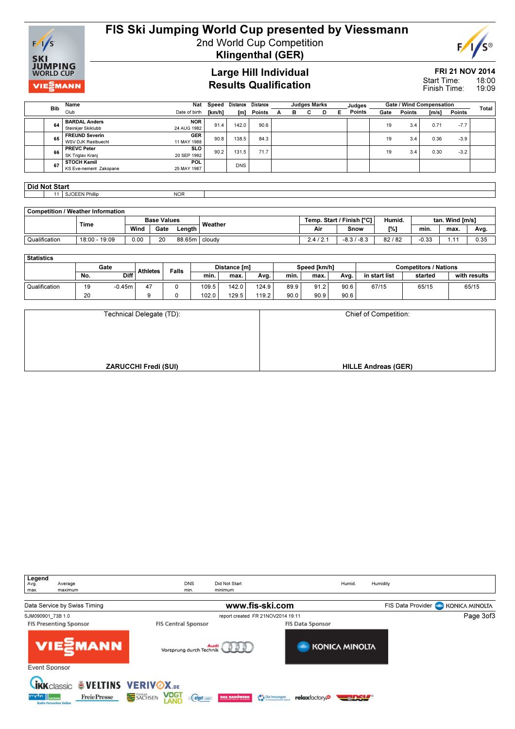# FIS Ski Jumping World Cup presented by Viessmann

## 2nd World Cup Competition

## Klingenthal (GER)

## Large Hill Individual
## Results Qualification

FRI 21 NOV 2014
Start Time: 18:00
Finish Time: 19:09

| Bib | Name / Club | Nat / Date of birth | Speed [km/h] | Distance [m] | Distance Points | Judges Marks A | B | C | D | E | Judges Points | Gate | Points | [m/s] | Points | Total |
|---|---|---|---|---|---|---|---|---|---|---|---|---|---|---|---|---|
| 64 | BARDAL Anders / Steinkjer Skiklubb | NOR / 24 AUG 1982 | 91.4 | 142.0 | 90.6 | | | | | | | 19 | 3.4 | 0.71 | -7.7 | |
| 65 | FREUND Severin / WSV DJK Rastbuechl | GER / 11 MAY 1988 | 90.8 | 138.5 | 84.3 | | | | | | | 19 | 3.4 | 0.36 | -3.9 | |
| 66 | PREVC Peter / SK Triglav Kranj | SLO / 20 SEP 1992 | 90.2 | 131.5 | 71.7 | | | | | | | 19 | 3.4 | 0.30 | -3.2 | |
| 67 | STOCH Kamil / KS Eve-nement Zakopane | POL / 25 MAY 1987 | | DNS | | | | | | | | | | | | |

### Did Not Start

| Bib | Name | Nat |
|---|---|---|
| 11 | SJOEEN Phillip | NOR |

### Competition / Weather Information

| | Time | Base Values Wind | Gate | Length | Weather | Temp. Start / Finish [°C] Air | Snow | Humid. [%] | tan. Wind [m/s] min. | max. | Avg. |
|---|---|---|---|---|---|---|---|---|---|---|---|
| Qualification | 18:00 - 19:09 | 0.00 | 20 | 88.65m | cloudy | 2.4 / 2.1 | -8.3 / -8.3 | 82 / 82 | -0.33 | 1.11 | 0.35 |

### Statistics

| | Gate No. | Diff | Athletes | Falls | Distance [m] min. | max. | Avg. | Speed [km/h] min. | max. | Avg. | Competitors / Nations in start list | started | with results |
|---|---|---|---|---|---|---|---|---|---|---|---|---|---|
| Qualification | 19 | -0.45m | 47 | 0 | 109.5 | 142.0 | 124.9 | 89.9 | 91.2 | 90.6 | 67/15 | 65/15 | 65/15 |
| | 20 | | 9 | 0 | 102.0 | 129.5 | 119.2 | 90.0 | 90.9 | 90.6 | | | |

| Technical Delegate (TD): | Chief of Competition: |
|---|---|
| ZARUCCHI Fredi (SUI) | HILLE Andreas (GER) |

**Legend**

| | | | | | |
|---|---|---|---|---|---|
| Avg. | Average | DNS | Did Not Start | Humid. | Humidity |
| max. | maximum | min. | minimum | | |

Data Service by Swiss Timing — www.fis-ski.com — FIS Data Provider KONICA MINOLTA

SJM090901_73B 1.0 — report created FR 21NOV2014 19:11

FIS Presenting Sponsor — FIS Central Sponsor — FIS Data Sponsor

Event Sponsor